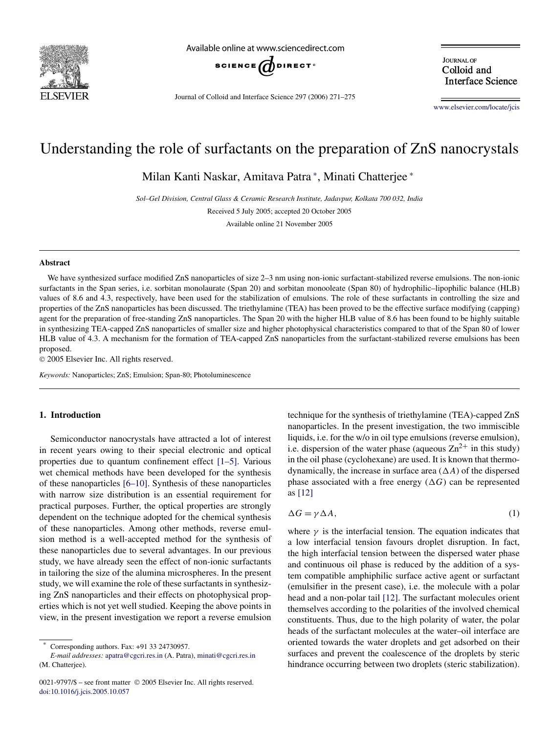# Understanding the role of surfactants on the preparation of ZnS nanocrystals

Milan Kanti Naskar, Amitava Patra *, Minati Chatterjee *

*Sol–Gel Division, Central Glass & Ceramic Research Institute, Jadavpur, Kolkata 700 032, India*

Received 5 July 2005; accepted 20 October 2005

Available online 21 November 2005

## Abstract

We have synthesized surface modified ZnS nanoparticles of size 2–3 nm using non-ionic surfactant-stabilized reverse emulsions. The non-ionic surfactants in the Span series, i.e. sorbitan monolaurate (Span 20) and sorbitan monooleate (Span 80) of hydrophilic–lipophilic balance (HLB) values of 8.6 and 4.3, respectively, have been used for the stabilization of emulsions. The role of these surfactants in controlling the size and properties of the ZnS nanoparticles has been discussed. The triethylamine (TEA) has been proved to be the effective surface modifying (capping) agent for the preparation of free-standing ZnS nanoparticles. The Span 20 with the higher HLB value of 8.6 has been found to be highly suitable in synthesizing TEA-capped ZnS nanoparticles of smaller size and higher photophysical characteristics compared to that of the Span 80 of lower HLB value of 4.3. A mechanism for the formation of TEA-capped ZnS nanoparticles from the surfactant-stabilized reverse emulsions has been proposed.

© 2005 Elsevier Inc. All rights reserved.

*Keywords:* Nanoparticles; ZnS; Emulsion; Span-80; Photoluminescence

## 1. Introduction

Semiconductor nanocrystals have attracted a lot of interest in recent years owing to their special electronic and optical properties due to quantum confinement effect [1–5]. Various wet chemical methods have been developed for the synthesis of these nanoparticles [6–10]. Synthesis of these nanoparticles with narrow size distribution is an essential requirement for practical purposes. Further, the optical properties are strongly dependent on the technique adopted for the chemical synthesis of these nanoparticles. Among other methods, reverse emulsion method is a well-accepted method for the synthesis of these nanoparticles due to several advantages. In our previous study, we have already seen the effect of non-ionic surfactants in tailoring the size of the alumina microspheres. In the present study, we will examine the role of these surfactants in synthesizing ZnS nanoparticles and their effects on photophysical properties which is not yet well studied. Keeping the above points in view, in the present investigation we report a reverse emulsion technique for the synthesis of triethylamine (TEA)-capped ZnS nanoparticles. In the present investigation, the two immiscible liquids, i.e. for the w/o in oil type emulsions (reverse emulsion), i.e. dispersion of the water phase (aqueous $Zn^{2+}$ in this study) in the oil phase (cyclohexane) are used. It is known that thermodynamically, the increase in surface area ($\Delta A$) of the dispersed phase associated with a free energy ($\Delta G$) can be represented as [12]

$$\Delta G = \gamma \Delta A, \tag{1}$$

where $\gamma$ is the interfacial tension. The equation indicates that a low interfacial tension favours droplet disruption. In fact, the high interfacial tension between the dispersed water phase and continuous oil phase is reduced by the addition of a system compatible amphiphilic surface active agent or surfactant (emulsifier in the present case), i.e. the molecule with a polar head and a non-polar tail [12]. The surfactant molecules orient themselves according to the polarities of the involved chemical constituents. Thus, due to the high polarity of water, the polar heads of the surfactant molecules at the water–oil interface are oriented towards the water droplets and get adsorbed on their surfaces and prevent the coalescence of the droplets by steric hindrance occurring between two droplets (steric stabilization).

---

* Corresponding authors. Fax: +91 33 24730957.
*E-mail addresses:* apatra@cgcri.res.in (A. Patra), minati@cgcri.res.in (M. Chatterjee).

0021-9797/$ – see front matter © 2005 Elsevier Inc. All rights reserved.
doi:10.1016/j.jcis.2005.10.057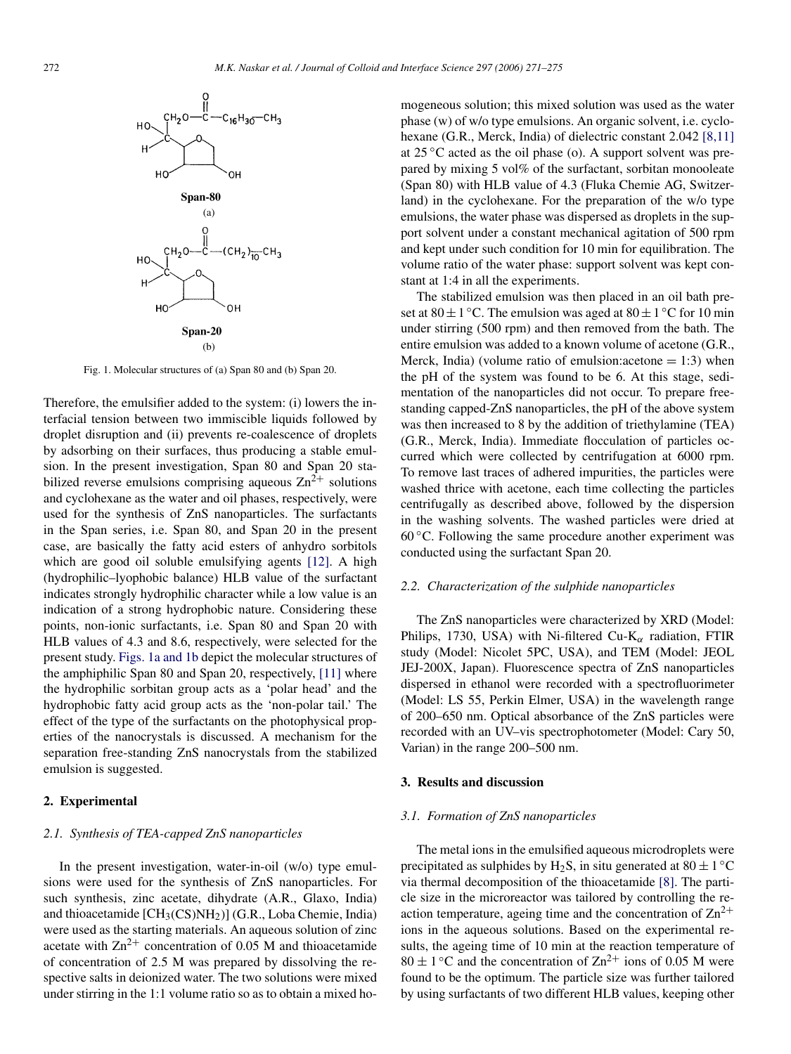Fig. 1. Molecular structures of (a) Span 80 and (b) Span 20.

Therefore, the emulsifier added to the system: (i) lowers the interfacial tension between two immiscible liquids followed by droplet disruption and (ii) prevents re-coalescence of droplets by adsorbing on their surfaces, thus producing a stable emulsion. In the present investigation, Span 80 and Span 20 stabilized reverse emulsions comprising aqueous $Zn^{2+}$ solutions and cyclohexane as the water and oil phases, respectively, were used for the synthesis of ZnS nanoparticles. The surfactants in the Span series, i.e. Span 80, and Span 20 in the present case, are basically the fatty acid esters of anhydro sorbitols which are good oil soluble emulsifying agents [12]. A high (hydrophilic–lyophobic balance) HLB value of the surfactant indicates strongly hydrophilic character while a low value is an indication of a strong hydrophobic nature. Considering these points, non-ionic surfactants, i.e. Span 80 and Span 20 with HLB values of 4.3 and 8.6, respectively, were selected for the present study. Figs. 1a and 1b depict the molecular structures of the amphiphilic Span 80 and Span 20, respectively, [11] where the hydrophilic sorbitan group acts as a 'polar head' and the hydrophobic fatty acid group acts as the 'non-polar tail.' The effect of the type of the surfactants on the photophysical properties of the nanocrystals is discussed. A mechanism for the separation free-standing ZnS nanocrystals from the stabilized emulsion is suggested.

## 2. Experimental

### 2.1. Synthesis of TEA-capped ZnS nanoparticles

In the present investigation, water-in-oil (w/o) type emulsions were used for the synthesis of ZnS nanoparticles. For such synthesis, zinc acetate, dihydrate (A.R., Glaxo, India) and thioacetamide [$CH_3(CS)NH_2$)] (G.R., Loba Chemie, India) were used as the starting materials. An aqueous solution of zinc acetate with $Zn^{2+}$ concentration of 0.05 M and thioacetamide of concentration of 2.5 M was prepared by dissolving the respective salts in deionized water. The two solutions were mixed under stirring in the 1:1 volume ratio so as to obtain a mixed homogeneous solution; this mixed solution was used as the water phase (w) of w/o type emulsions. An organic solvent, i.e. cyclohexane (G.R., Merck, India) of dielectric constant 2.042 [8,11] at 25 °C acted as the oil phase (o). A support solvent was prepared by mixing 5 vol% of the surfactant, sorbitan monooleate (Span 80) with HLB value of 4.3 (Fluka Chemie AG, Switzerland) in the cyclohexane. For the preparation of the w/o type emulsions, the water phase was dispersed as droplets in the support solvent under a constant mechanical agitation of 500 rpm and kept under such condition for 10 min for equilibration. The volume ratio of the water phase: support solvent was kept constant at 1:4 in all the experiments.

The stabilized emulsion was then placed in an oil bath preset at $80 \pm 1$ °C. The emulsion was aged at $80 \pm 1$ °C for 10 min under stirring (500 rpm) and then removed from the bath. The entire emulsion was added to a known volume of acetone (G.R., Merck, India) (volume ratio of emulsion:acetone = 1:3) when the pH of the system was found to be 6. At this stage, sedimentation of the nanoparticles did not occur. To prepare free-standing capped-ZnS nanoparticles, the pH of the above system was then increased to 8 by the addition of triethylamine (TEA) (G.R., Merck, India). Immediate flocculation of particles occurred which were collected by centrifugation at 6000 rpm. To remove last traces of adhered impurities, the particles were washed thrice with acetone, each time collecting the particles centrifugally as described above, followed by the dispersion in the washing solvents. The washed particles were dried at 60 °C. Following the same procedure another experiment was conducted using the surfactant Span 20.

### 2.2. Characterization of the sulphide nanoparticles

The ZnS nanoparticles were characterized by XRD (Model: Philips, 1730, USA) with Ni-filtered Cu-$K_\alpha$ radiation, FTIR study (Model: Nicolet 5PC, USA), and TEM (Model: JEOL JEJ-200X, Japan). Fluorescence spectra of ZnS nanoparticles dispersed in ethanol were recorded with a spectrofluorimeter (Model: LS 55, Perkin Elmer, USA) in the wavelength range of 200–650 nm. Optical absorbance of the ZnS particles were recorded with an UV–vis spectrophotometer (Model: Cary 50, Varian) in the range 200–500 nm.

## 3. Results and discussion

### 3.1. Formation of ZnS nanoparticles

The metal ions in the emulsified aqueous microdroplets were precipitated as sulphides by $H_2S$, in situ generated at $80 \pm 1$ °C via thermal decomposition of the thioacetamide [8]. The particle size in the microreactor was tailored by controlling the reaction temperature, ageing time and the concentration of $Zn^{2+}$ ions in the aqueous solutions. Based on the experimental results, the ageing time of 10 min at the reaction temperature of $80 \pm 1$ °C and the concentration of $Zn^{2+}$ ions of 0.05 M were found to be the optimum. The particle size was further tailored by using surfactants of two different HLB values, keeping other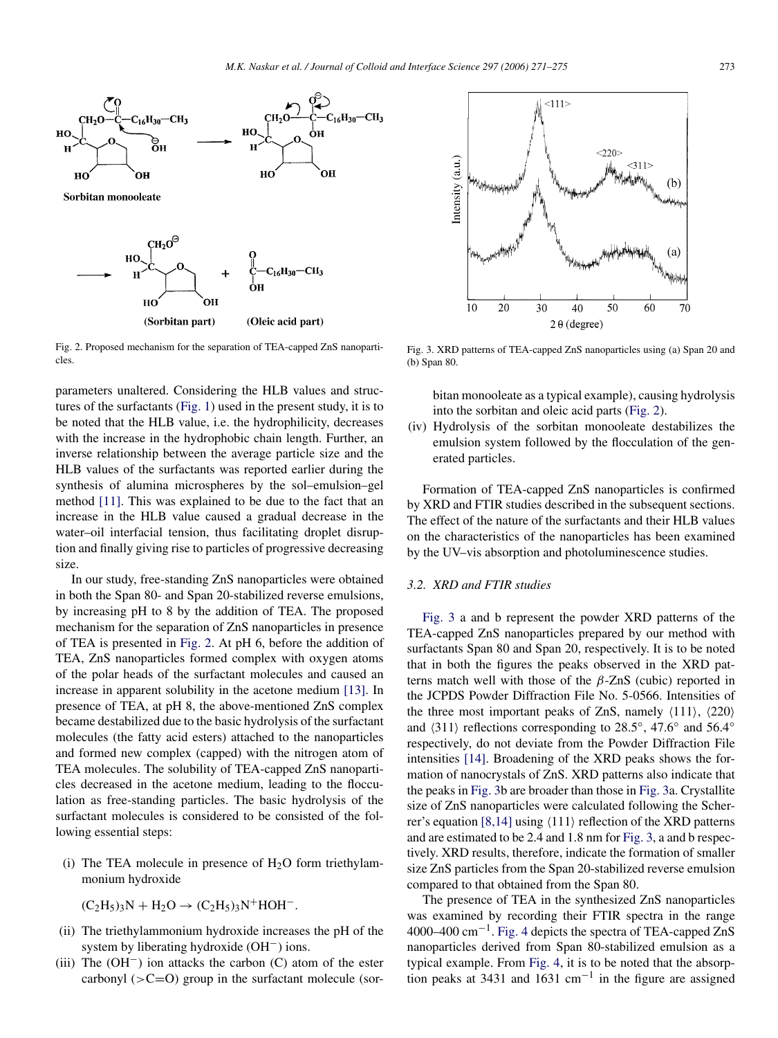Fig. 2. Proposed mechanism for the separation of TEA-capped ZnS nanoparticles.

Fig. 3. XRD patterns of TEA-capped ZnS nanoparticles using (a) Span 20 and (b) Span 80.

parameters unaltered. Considering the HLB values and structures of the surfactants (Fig. 1) used in the present study, it is to be noted that the HLB value, i.e. the hydrophilicity, decreases with the increase in the hydrophobic chain length. Further, an inverse relationship between the average particle size and the HLB values of the surfactants was reported earlier during the synthesis of alumina microspheres by the sol–emulsion–gel method [11]. This was explained to be due to the fact that an increase in the HLB value caused a gradual decrease in the water–oil interfacial tension, thus facilitating droplet disruption and finally giving rise to particles of progressive decreasing size.

In our study, free-standing ZnS nanoparticles were obtained in both the Span 80- and Span 20-stabilized reverse emulsions, by increasing pH to 8 by the addition of TEA. The proposed mechanism for the separation of ZnS nanoparticles in presence of TEA is presented in Fig. 2. At pH 6, before the addition of TEA, ZnS nanoparticles formed complex with oxygen atoms of the polar heads of the surfactant molecules and caused an increase in apparent solubility in the acetone medium [13]. In presence of TEA, at pH 8, the above-mentioned ZnS complex became destabilized due to the basic hydrolysis of the surfactant molecules (the fatty acid esters) attached to the nanoparticles and formed new complex (capped) with the nitrogen atom of TEA molecules. The solubility of TEA-capped ZnS nanoparticles decreased in the acetone medium, leading to the flocculation as free-standing particles. The basic hydrolysis of the surfactant molecules is considered to be consisted of the following essential steps:

(i) The TEA molecule in presence of $H_2O$ form triethylammonium hydroxide

$$(C_2H_5)_3N + H_2O \rightarrow (C_2H_5)_3N^{+}HOH^{-}.$$

(ii) The triethylammonium hydroxide increases the pH of the system by liberating hydroxide ($OH^-$) ions.

(iii) The ($OH^-$) ion attacks the carbon (C) atom of the ester carbonyl (>C=O) group in the surfactant molecule (sorbitan monooleate as a typical example), causing hydrolysis into the sorbitan and oleic acid parts (Fig. 2).

(iv) Hydrolysis of the sorbitan monooleate destabilizes the emulsion system followed by the flocculation of the generated particles.

Formation of TEA-capped ZnS nanoparticles is confirmed by XRD and FTIR studies described in the subsequent sections. The effect of the nature of the surfactants and their HLB values on the characteristics of the nanoparticles has been examined by the UV–vis absorption and photoluminescence studies.

### 3.2. XRD and FTIR studies

Fig. 3 a and b represent the powder XRD patterns of the TEA-capped ZnS nanoparticles prepared by our method with surfactants Span 80 and Span 20, respectively. It is to be noted that in both the figures the peaks observed in the XRD patterns match well with those of the $\beta$-ZnS (cubic) reported in the JCPDS Powder Diffraction File No. 5-0566. Intensities of the three most important peaks of ZnS, namely ⟨111⟩, ⟨220⟩ and ⟨311⟩ reflections corresponding to 28.5°, 47.6° and 56.4° respectively, do not deviate from the Powder Diffraction File intensities [14]. Broadening of the XRD peaks shows the formation of nanocrystals of ZnS. XRD patterns also indicate that the peaks in Fig. 3b are broader than those in Fig. 3a. Crystallite size of ZnS nanoparticles were calculated following the Scherrer's equation [8,14] using ⟨111⟩ reflection of the XRD patterns and are estimated to be 2.4 and 1.8 nm for Fig. 3, a and b respectively. XRD results, therefore, indicate the formation of smaller size ZnS particles from the Span 20-stabilized reverse emulsion compared to that obtained from the Span 80.

The presence of TEA in the synthesized ZnS nanoparticles was examined by recording their FTIR spectra in the range 4000–400 $cm^{-1}$. Fig. 4 depicts the spectra of TEA-capped ZnS nanoparticles derived from Span 80-stabilized emulsion as a typical example. From Fig. 4, it is to be noted that the absorption peaks at 3431 and 1631 $cm^{-1}$ in the figure are assigned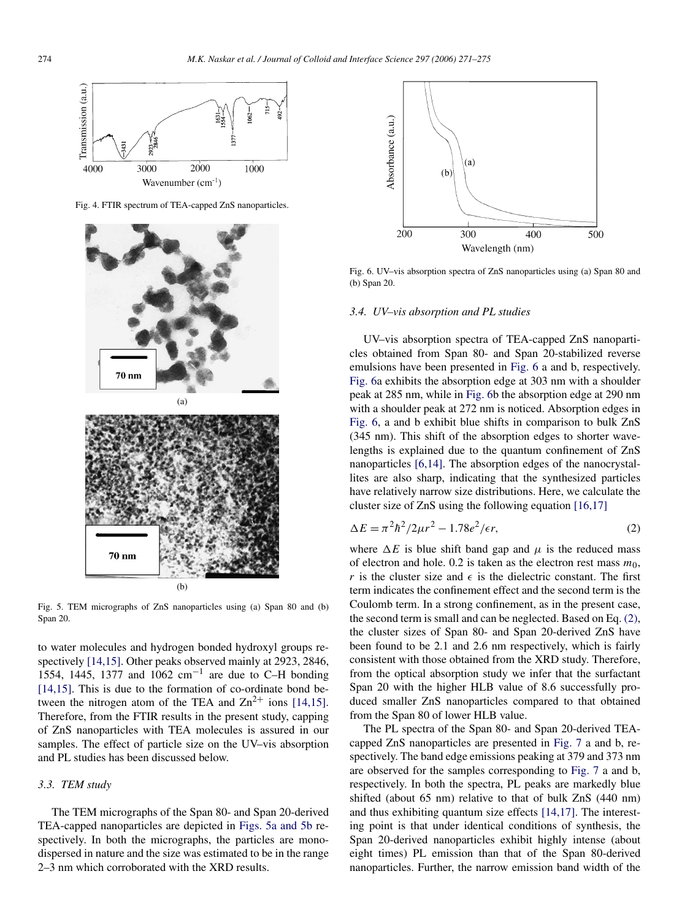Fig. 4. FTIR spectrum of TEA-capped ZnS nanoparticles.

Fig. 5. TEM micrographs of ZnS nanoparticles using (a) Span 80 and (b) Span 20.

to water molecules and hydrogen bonded hydroxyl groups respectively [14,15]. Other peaks observed mainly at 2923, 2846, 1554, 1445, 1377 and 1062 $cm^{-1}$ are due to C–H bonding [14,15]. This is due to the formation of co-ordinate bond between the nitrogen atom of the TEA and $Zn^{2+}$ ions [14,15]. Therefore, from the FTIR results in the present study, capping of ZnS nanoparticles with TEA molecules is assured in our samples. The effect of particle size on the UV–vis absorption and PL studies has been discussed below.

### 3.3. TEM study

The TEM micrographs of the Span 80- and Span 20-derived TEA-capped nanoparticles are depicted in Figs. 5a and 5b respectively. In both the micrographs, the particles are monodispersed in nature and the size was estimated to be in the range 2–3 nm which corroborated with the XRD results.

Fig. 6. UV–vis absorption spectra of ZnS nanoparticles using (a) Span 80 and (b) Span 20.

### 3.4. UV–vis absorption and PL studies

UV–vis absorption spectra of TEA-capped ZnS nanoparticles obtained from Span 80- and Span 20-stabilized reverse emulsions have been presented in Fig. 6 a and b, respectively. Fig. 6a exhibits the absorption edge at 303 nm with a shoulder peak at 285 nm, while in Fig. 6b the absorption edge at 290 nm with a shoulder peak at 272 nm is noticed. Absorption edges in Fig. 6, a and b exhibit blue shifts in comparison to bulk ZnS (345 nm). This shift of the absorption edges to shorter wavelengths is explained due to the quantum confinement of ZnS nanoparticles [6,14]. The absorption edges of the nanocrystallites are also sharp, indicating that the synthesized particles have relatively narrow size distributions. Here, we calculate the cluster size of ZnS using the following equation [16,17]

$$\Delta E = \pi^2\hbar^2/2\mu r^2 - 1.78e^2/\epsilon r, \tag{2}$$

where $\Delta E$ is blue shift band gap and $\mu$ is the reduced mass of electron and hole. 0.2 is taken as the electron rest mass $m_0$, $r$ is the cluster size and $\epsilon$ is the dielectric constant. The first term indicates the confinement effect and the second term is the Coulomb term. In a strong confinement, as in the present case, the second term is small and can be neglected. Based on Eq. (2), the cluster sizes of Span 80- and Span 20-derived ZnS have been found to be 2.1 and 2.6 nm respectively, which is fairly consistent with those obtained from the XRD study. Therefore, from the optical absorption study we infer that the surfactant Span 20 with the higher HLB value of 8.6 successfully produced smaller ZnS nanoparticles compared to that obtained from the Span 80 of lower HLB value.

The PL spectra of the Span 80- and Span 20-derived TEA-capped ZnS nanoparticles are presented in Fig. 7 a and b, respectively. The band edge emissions peaking at 379 and 373 nm are observed for the samples corresponding to Fig. 7 a and b, respectively. In both the spectra, PL peaks are markedly blue shifted (about 65 nm) relative to that of bulk ZnS (440 nm) and thus exhibiting quantum size effects [14,17]. The interesting point is that under identical conditions of synthesis, the Span 20-derived nanoparticles exhibit highly intense (about eight times) PL emission than that of the Span 80-derived nanoparticles. Further, the narrow emission band width of the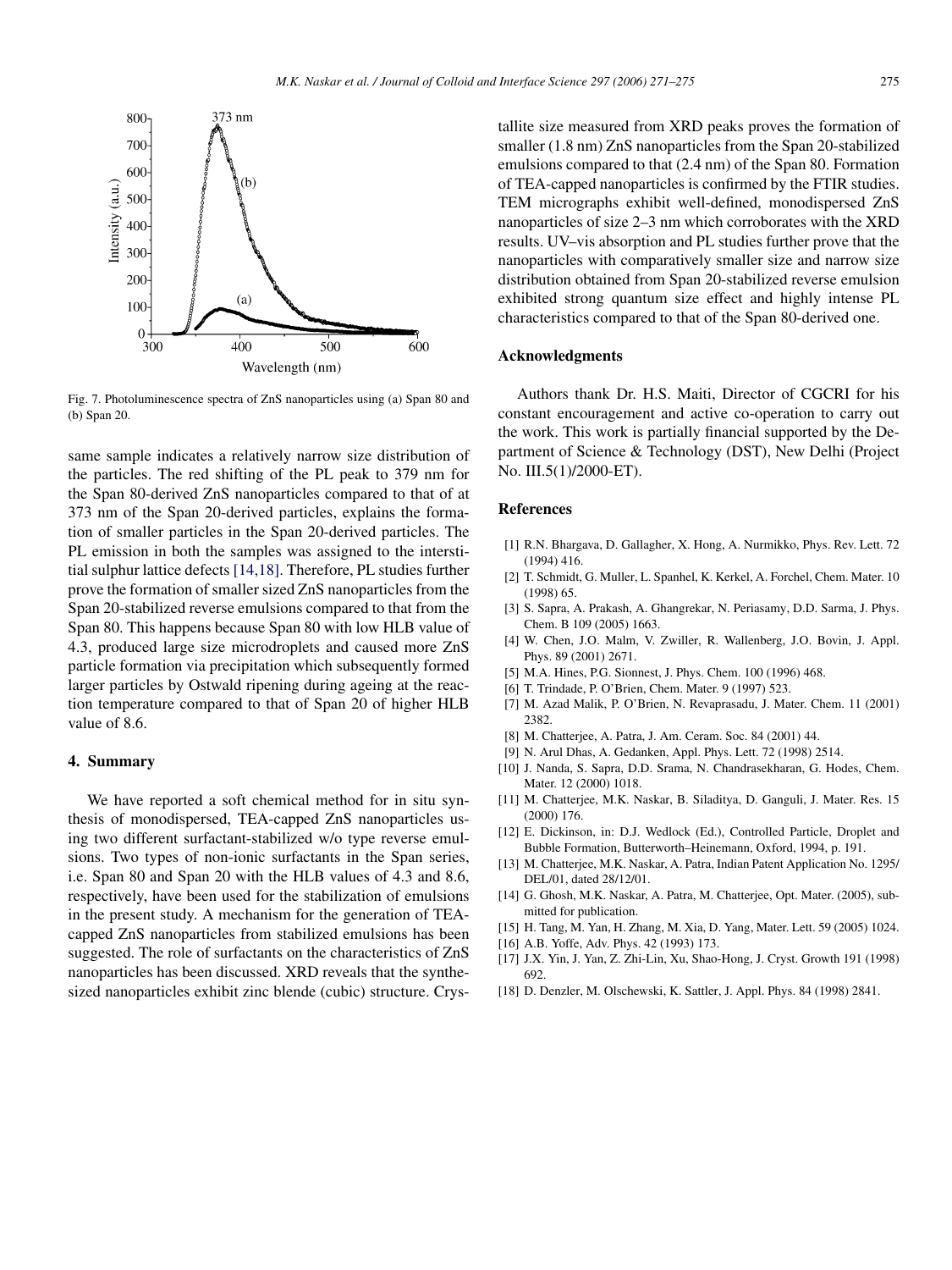373 nm

800

700

600

500

400

300

200

100

0

Intensity (a.u.)

(b)

(a)

300 400 500 600

Wavelength (nm)

Fig. 7. Photoluminescence spectra of ZnS nanoparticles using (a) Span 80 and (b) Span 20.

same sample indicates a relatively narrow size distribution of the particles. The red shifting of the PL peak to 379 nm for the Span 80-derived ZnS nanoparticles compared to that of at 373 nm of the Span 20-derived particles, explains the formation of smaller particles in the Span 20-derived particles. The PL emission in both the samples was assigned to the interstitial sulphur lattice defects [14,18]. Therefore, PL studies further prove the formation of smaller sized ZnS nanoparticles from the Span 20-stabilized reverse emulsions compared to that from the Span 80. This happens because Span 80 with low HLB value of 4.3, produced large size microdroplets and caused more ZnS particle formation via precipitation which subsequently formed larger particles by Ostwald ripening during ageing at the reaction temperature compared to that of Span 20 of higher HLB value of 8.6.

## 4. Summary

We have reported a soft chemical method for in situ synthesis of monodispersed, TEA-capped ZnS nanoparticles using two different surfactant-stabilized w/o type reverse emulsions. Two types of non-ionic surfactants in the Span series, i.e. Span 80 and Span 20 with the HLB values of 4.3 and 8.6, respectively, have been used for the stabilization of emulsions in the present study. A mechanism for the generation of TEA-capped ZnS nanoparticles from stabilized emulsions has been suggested. The role of surfactants on the characteristics of ZnS nanoparticles has been discussed. XRD reveals that the synthesized nanoparticles exhibit zinc blende (cubic) structure. Crystallite size measured from XRD peaks proves the formation of smaller (1.8 nm) ZnS nanoparticles from the Span 20-stabilized emulsions compared to that (2.4 nm) of the Span 80. Formation of TEA-capped nanoparticles is confirmed by the FTIR studies. TEM micrographs exhibit well-defined, monodispersed ZnS nanoparticles of size 2–3 nm which corroborates with the XRD results. UV–vis absorption and PL studies further prove that the nanoparticles with comparatively smaller size and narrow size distribution obtained from Span 20-stabilized reverse emulsion exhibited strong quantum size effect and highly intense PL characteristics compared to that of the Span 80-derived one.

## Acknowledgments

Authors thank Dr. H.S. Maiti, Director of CGCRI for his constant encouragement and active co-operation to carry out the work. This work is partially financial supported by the Department of Science & Technology (DST), New Delhi (Project No. III.5(1)/2000-ET).

## References

[1] R.N. Bhargava, D. Gallagher, X. Hong, A. Nurmikko, Phys. Rev. Lett. 72 (1994) 416.
[2] T. Schmidt, G. Muller, L. Spanhel, K. Kerkel, A. Forchel, Chem. Mater. 10 (1998) 65.
[3] S. Sapra, A. Prakash, A. Ghangrekar, N. Periasamy, D.D. Sarma, J. Phys. Chem. B 109 (2005) 1663.
[4] W. Chen, J.O. Malm, V. Zwiller, R. Wallenberg, J.O. Bovin, J. Appl. Phys. 89 (2001) 2671.
[5] M.A. Hines, P.G. Sionnest, J. Phys. Chem. 100 (1996) 468.
[6] T. Trindade, P. O'Brien, Chem. Mater. 9 (1997) 523.
[7] M. Azad Malik, P. O'Brien, N. Revaprasadu, J. Mater. Chem. 11 (2001) 2382.
[8] M. Chatterjee, A. Patra, J. Am. Ceram. Soc. 84 (2001) 44.
[9] N. Arul Dhas, A. Gedanken, Appl. Phys. Lett. 72 (1998) 2514.
[10] J. Nanda, S. Sapra, D.D. Srama, N. Chandrasekharan, G. Hodes, Chem. Mater. 12 (2000) 1018.
[11] M. Chatterjee, M.K. Naskar, B. Siladitya, D. Ganguli, J. Mater. Res. 15 (2000) 176.
[12] E. Dickinson, in: D.J. Wedlock (Ed.), Controlled Particle, Droplet and Bubble Formation, Butterworth–Heinemann, Oxford, 1994, p. 191.
[13] M. Chatterjee, M.K. Naskar, A. Patra, Indian Patent Application No. 1295/DEL/01, dated 28/12/01.
[14] G. Ghosh, M.K. Naskar, A. Patra, M. Chatterjee, Opt. Mater. (2005), submitted for publication.
[15] H. Tang, M. Yan, H. Zhang, M. Xia, D. Yang, Mater. Lett. 59 (2005) 1024.
[16] A.B. Yoffe, Adv. Phys. 42 (1993) 173.
[17] J.X. Yin, J. Yan, Z. Zhi-Lin, Xu, Shao-Hong, J. Cryst. Growth 191 (1998) 692.
[18] D. Denzler, M. Olschewski, K. Sattler, J. Appl. Phys. 84 (1998) 2841.